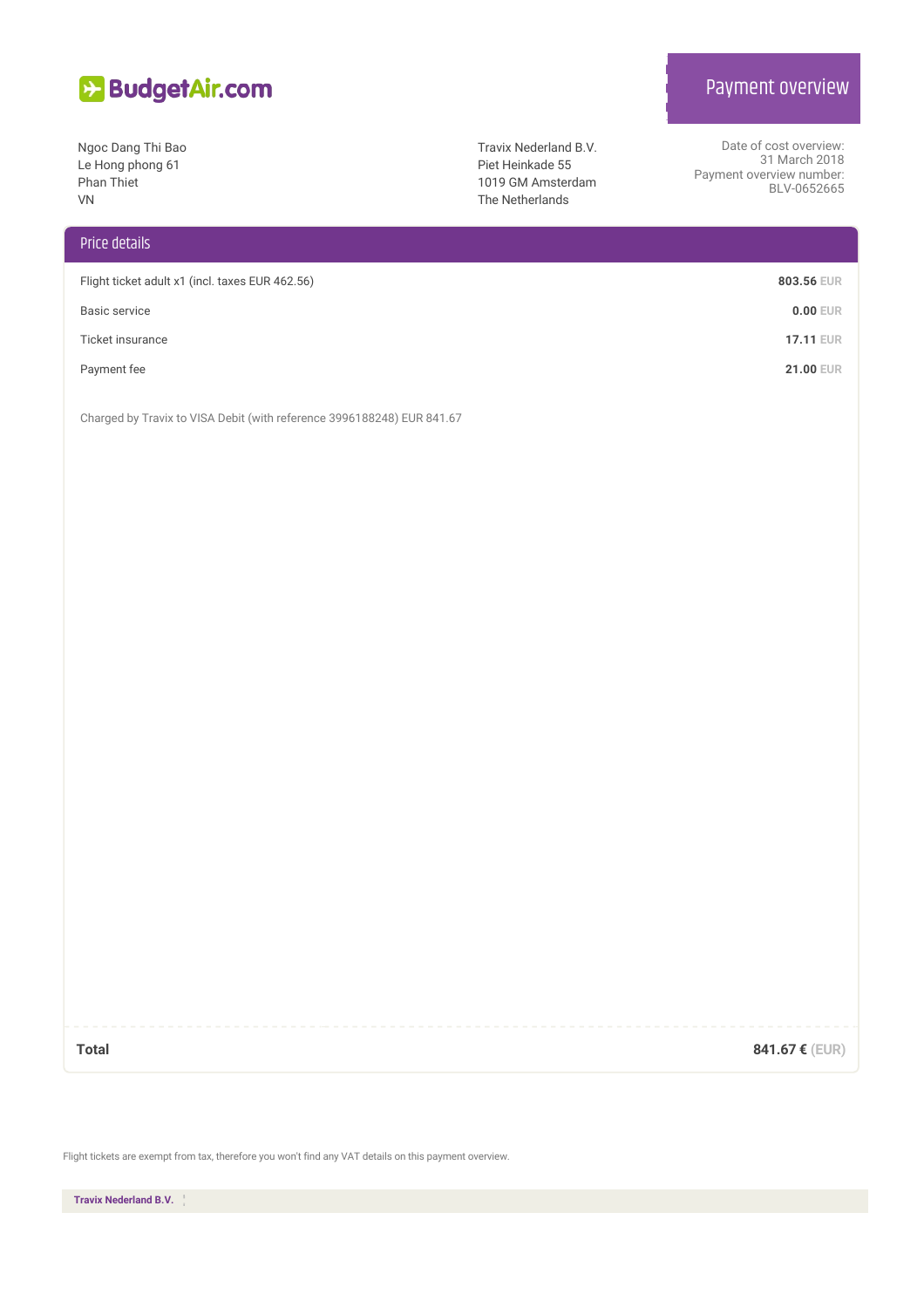BudgetAir.com

# Payment overview

Ngoc Dang Thi Bao
Le Hong phong 61
Phan Thiet
VN

Travix Nederland B.V.
Piet Heinkade 55
1019 GM Amsterdam
The Netherlands

Date of cost overview:
31 March 2018
Payment overview number:
BLV-0652665

## Price details

| Item | Amount |
|---|---|
| Flight ticket adult x1 (incl. taxes EUR 462.56) | **803.56** EUR |
| Basic service | **0.00** EUR |
| Ticket insurance | **17.11** EUR |
| Payment fee | **21.00** EUR |

Charged by Travix to VISA Debit (with reference 3996188248) EUR 841.67

**Total** **841.67 €** (EUR)

Flight tickets are exempt from tax, therefore you won't find any VAT details on this payment overview.

**Travix Nederland B.V.**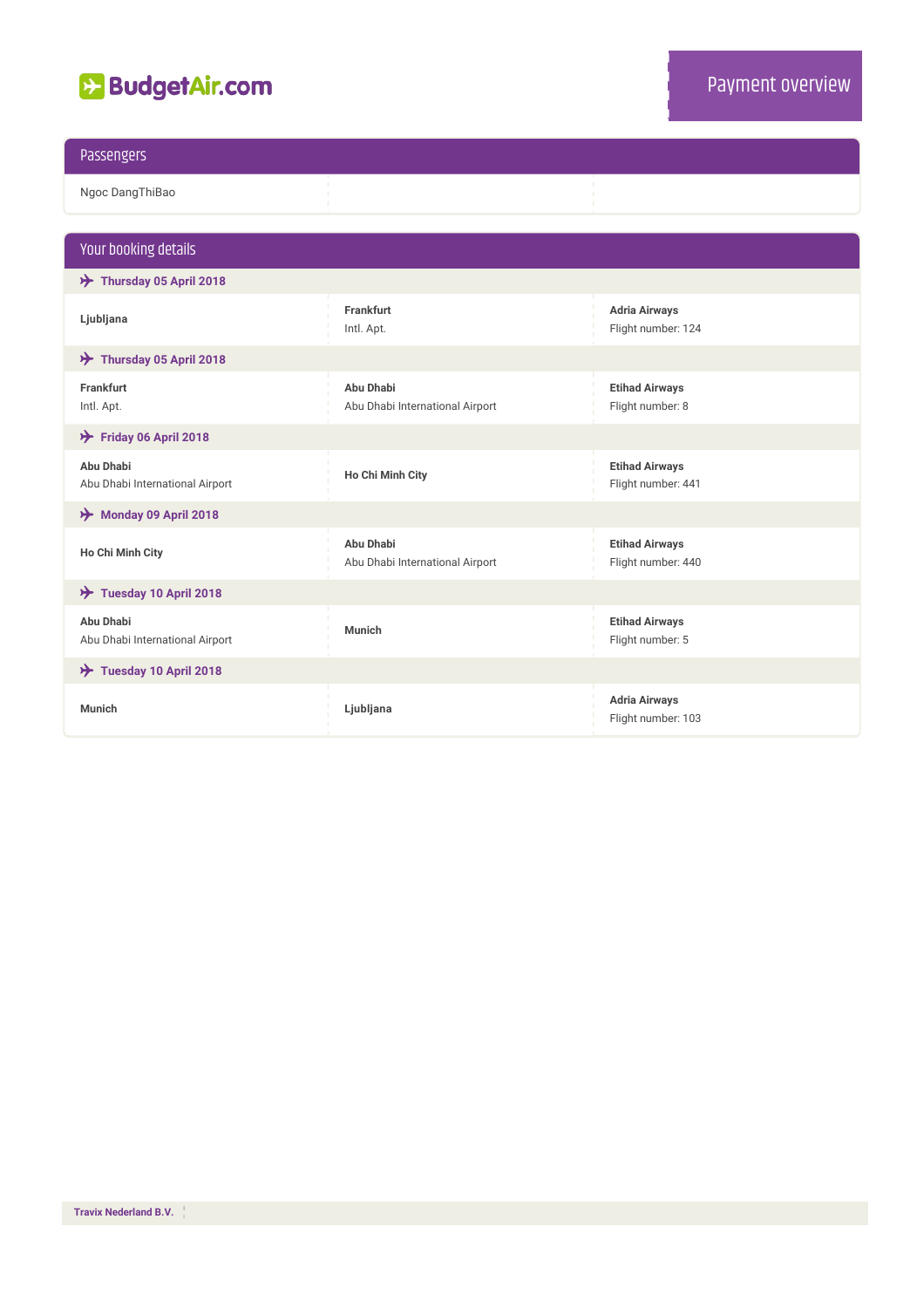BudgetAir.com

# Payment overview

## Passengers

| | | |
|---|---|---|
| Ngoc DangThiBao | | |

## Your booking details

| | | |
|---|---|---|
| **Thursday 05 April 2018** | | |
| **Ljubljana** | **Frankfurt** Intl. Apt. | **Adria Airways** Flight number: 124 |
| **Thursday 05 April 2018** | | |
| **Frankfurt** Intl. Apt. | **Abu Dhabi** Abu Dhabi International Airport | **Etihad Airways** Flight number: 8 |
| **Friday 06 April 2018** | | |
| **Abu Dhabi** Abu Dhabi International Airport | **Ho Chi Minh City** | **Etihad Airways** Flight number: 441 |
| **Monday 09 April 2018** | | |
| **Ho Chi Minh City** | **Abu Dhabi** Abu Dhabi International Airport | **Etihad Airways** Flight number: 440 |
| **Tuesday 10 April 2018** | | |
| **Abu Dhabi** Abu Dhabi International Airport | **Munich** | **Etihad Airways** Flight number: 5 |
| **Tuesday 10 April 2018** | | |
| **Munich** | **Ljubljana** | **Adria Airways** Flight number: 103 |

**Travix Nederland B.V.**